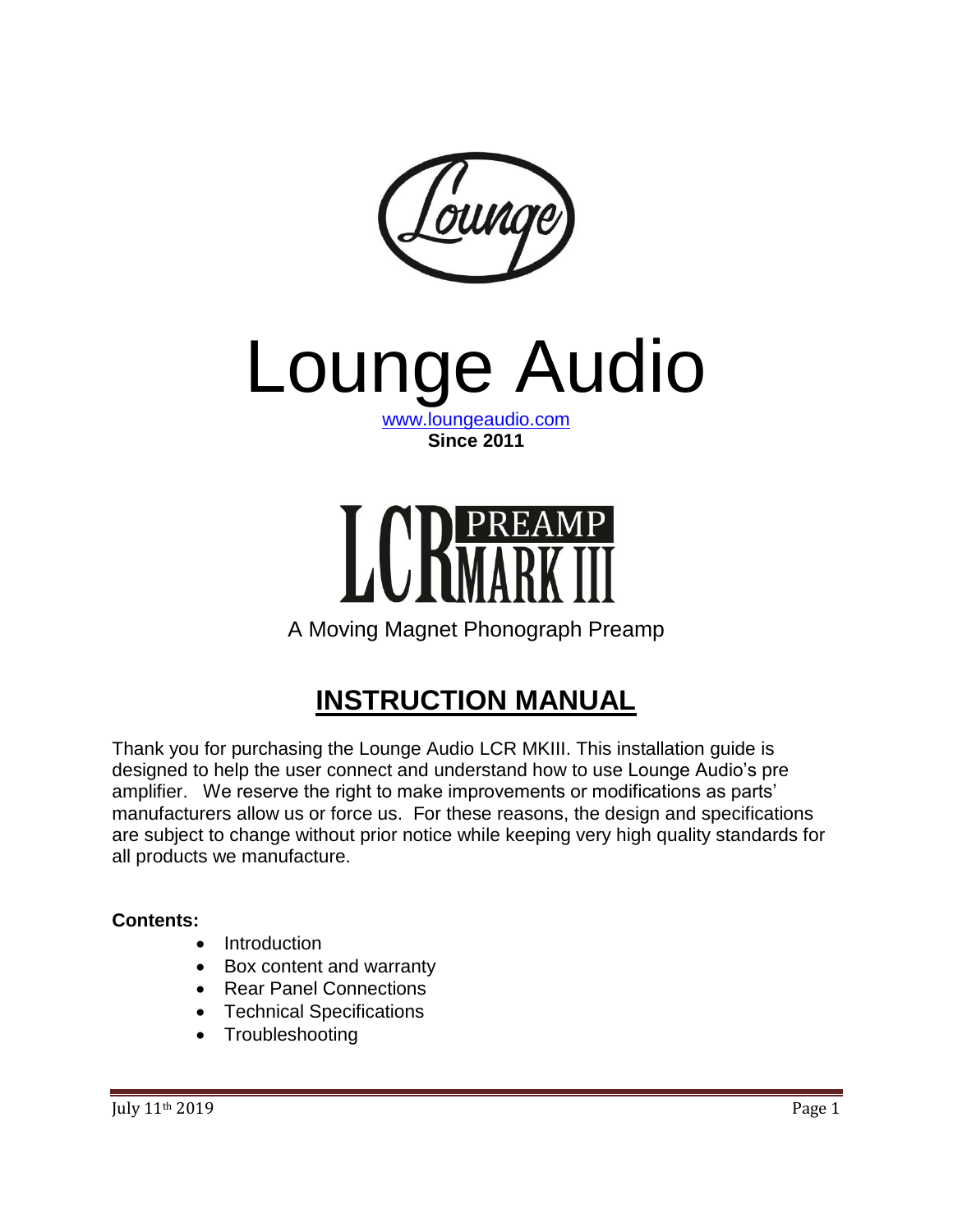# Lounge Audio

www.loungeaudio.com

**Since 2011**

## LCR PREAMP MARK III

A Moving Magnet Phonograph Preamp

## INSTRUCTION MANUAL

Thank you for purchasing the Lounge Audio LCR MKIII. This installation guide is designed to help the user connect and understand how to use Lounge Audio's pre amplifier. We reserve the right to make improvements or modifications as parts' manufacturers allow us or force us. For these reasons, the design and specifications are subject to change without prior notice while keeping very high quality standards for all products we manufacture.

**Contents:**

- Introduction
- Box content and warranty
- Rear Panel Connections
- Technical Specifications
- Troubleshooting

July 11th 2019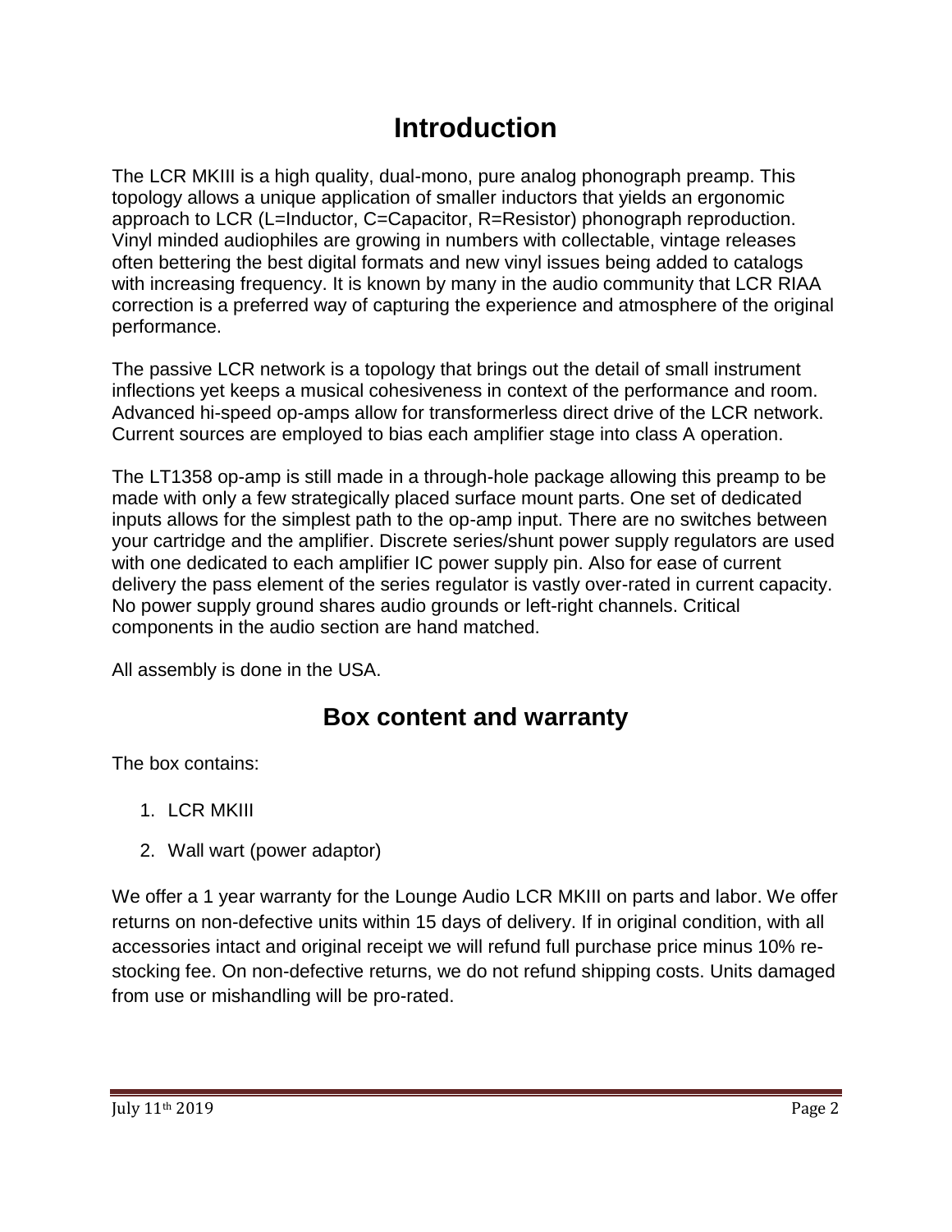# Introduction

The LCR MKIII is a high quality, dual-mono, pure analog phonograph preamp. This topology allows a unique application of smaller inductors that yields an ergonomic approach to LCR (L=Inductor, C=Capacitor, R=Resistor) phonograph reproduction. Vinyl minded audiophiles are growing in numbers with collectable, vintage releases often bettering the best digital formats and new vinyl issues being added to catalogs with increasing frequency. It is known by many in the audio community that LCR RIAA correction is a preferred way of capturing the experience and atmosphere of the original performance.

The passive LCR network is a topology that brings out the detail of small instrument inflections yet keeps a musical cohesiveness in context of the performance and room. Advanced hi-speed op-amps allow for transformerless direct drive of the LCR network. Current sources are employed to bias each amplifier stage into class A operation.

The LT1358 op-amp is still made in a through-hole package allowing this preamp to be made with only a few strategically placed surface mount parts. One set of dedicated inputs allows for the simplest path to the op-amp input. There are no switches between your cartridge and the amplifier. Discrete series/shunt power supply regulators are used with one dedicated to each amplifier IC power supply pin. Also for ease of current delivery the pass element of the series regulator is vastly over-rated in current capacity. No power supply ground shares audio grounds or left-right channels. Critical components in the audio section are hand matched.

All assembly is done in the USA.

## Box content and warranty

The box contains:

1. LCR MKIII
2. Wall wart (power adaptor)

We offer a 1 year warranty for the Lounge Audio LCR MKIII on parts and labor. We offer returns on non-defective units within 15 days of delivery. If in original condition, with all accessories intact and original receipt we will refund full purchase price minus 10% re-stocking fee. On non-defective returns, we do not refund shipping costs. Units damaged from use or mishandling will be pro-rated.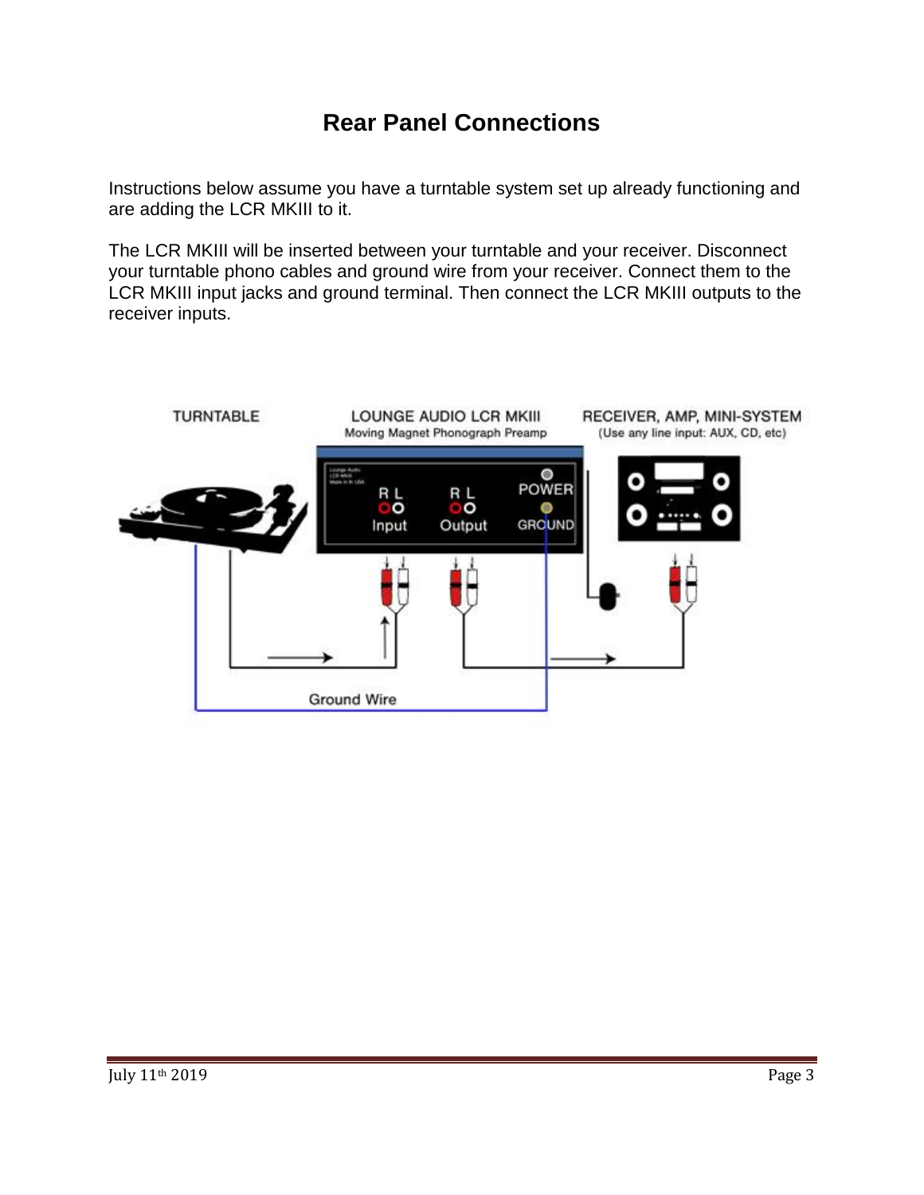# Rear Panel Connections

Instructions below assume you have a turntable system set up already functioning and are adding the LCR MKIII to it.

The LCR MKIII will be inserted between your turntable and your receiver. Disconnect your turntable phono cables and ground wire from your receiver. Connect them to the LCR MKIII input jacks and ground terminal. Then connect the LCR MKIII outputs to the receiver inputs.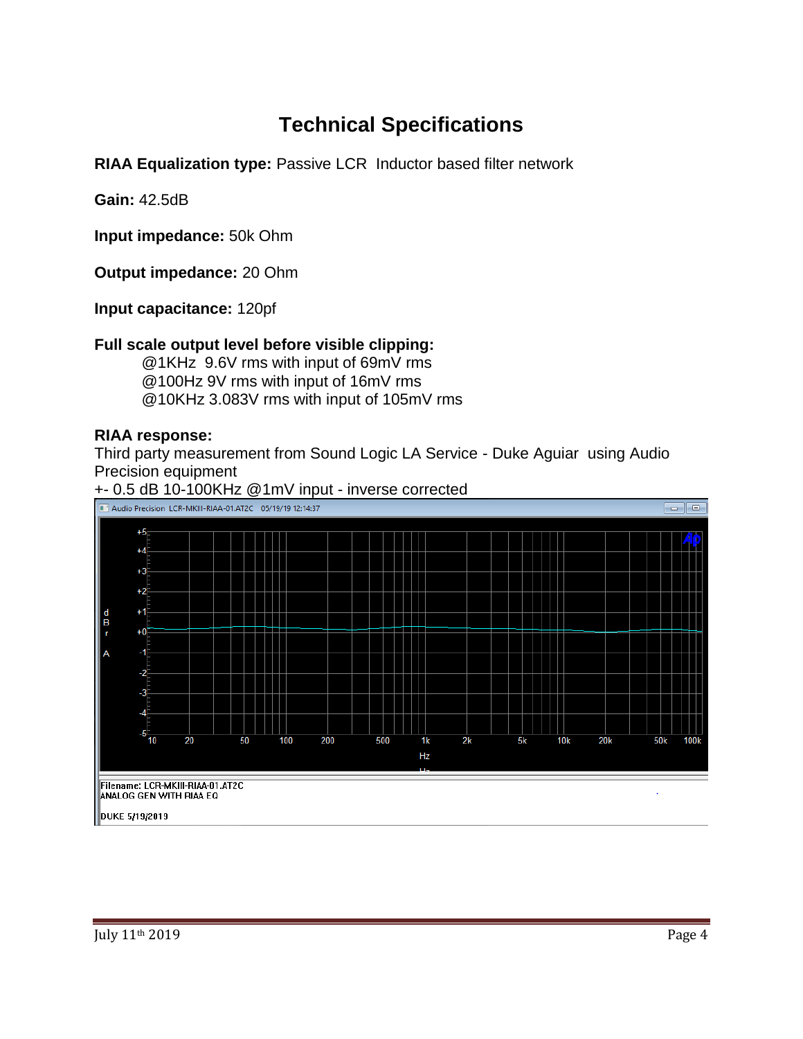# Technical Specifications

**RIAA Equalization type:** Passive LCR Inductor based filter network

**Gain:** 42.5dB

**Input impedance:** 50k Ohm

**Output impedance:** 20 Ohm

**Input capacitance:** 120pf

**Full scale output level before visible clipping:**

@1KHz 9.6V rms with input of 69mV rms
@100Hz 9V rms with input of 16mV rms
@10KHz 3.083V rms with input of 105mV rms

**RIAA response:**

Third party measurement from Sound Logic LA Service - Duke Aguiar using Audio Precision equipment

+- 0.5 dB 10-100KHz @1mV input - inverse corrected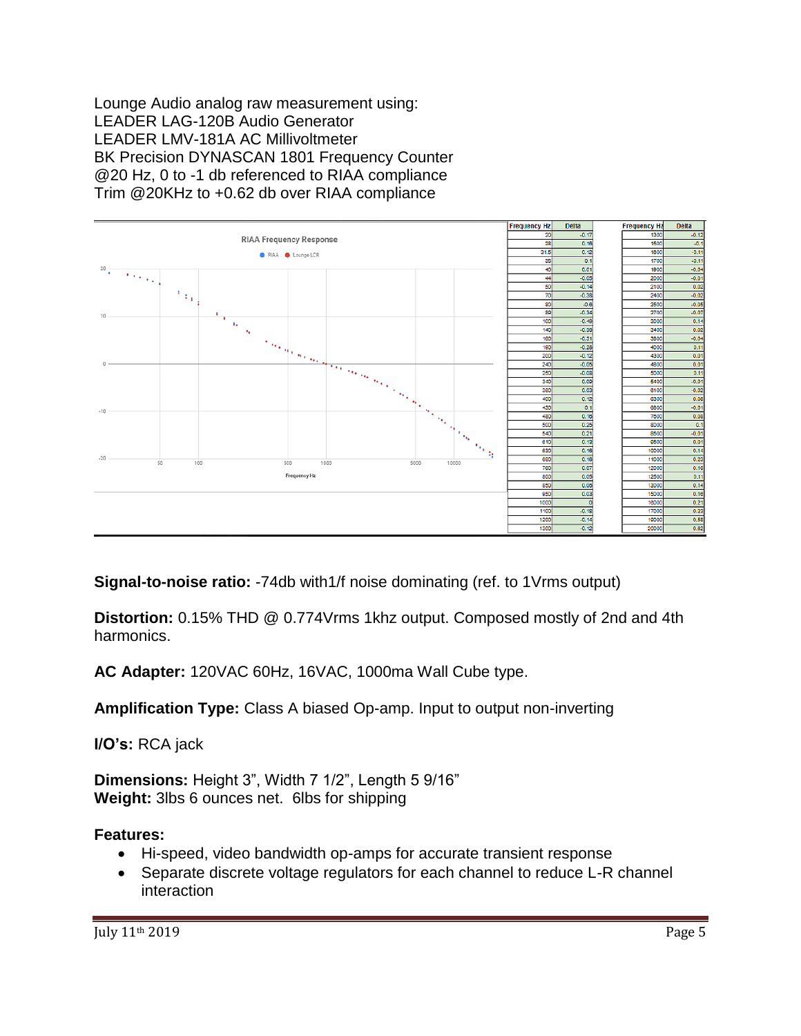Lounge Audio analog raw measurement using:
LEADER LAG-120B Audio Generator
LEADER LMV-181A AC Millivoltmeter
BK Precision DYNASCAN 1801 Frequency Counter
@20 Hz, 0 to -1 db referenced to RIAA compliance
Trim @20KHz to +0.62 db over RIAA compliance

| Frequency Hz | Delta | Frequency Hz | Delta |
|---|---|---|---|
| 20 | -0.17 | 1300 | -0.12 |
| 28 | 0.16 | 1500 | -0.1 |
| 31.5 | 0.12 | 1600 | -0.11 |
| 35 | 0.1 | 1700 | -0.11 |
| 40 | 0.01 | 1900 | -0.04 |
| 44 | -0.05 | 2000 | -0.01 |
| 50 | -0.14 | 2100 | 0.02 |
| 70 | -0.38 | 2400 | -0.02 |
| 80 | -0.6 | 2500 | -0.05 |
| 89 | -0.34 | 2700 | -0.07 |
| 100 | -0.49 | 3000 | 0.14 |
| 140 | -0.39 | 3400 | 0.02 |
| 160 | -0.31 | 3500 | -0.04 |
| 180 | -0.28 | 4000 | 0.11 |
| 200 | -0.12 | 4300 | 0.01 |
| 240 | -0.05 | 4800 | 0.01 |
| 250 | -0.08 | 5000 | 0.11 |
| 340 | 0.09 | 5400 | -0.01 |
| 380 | 0.03 | 6100 | -0.02 |
| 400 | 0.12 | 6300 | 0.08 |
| 430 | 0.1 | 6800 | -0.01 |
| 480 | 0.16 | 7500 | 0.08 |
| 500 | 0.25 | 8000 | 0.1 |
| 540 | 0.21 | 8500 | -0.01 |
| 610 | 0.13 | 9500 | 0.01 |
| 630 | 0.16 | 10000 | 0.14 |
| 680 | 0.16 | 11000 | 0.23 |
| 760 | 0.07 | 12000 | 0.16 |
| 800 | 0.05 | 12500 | 0.11 |
| 850 | 0.06 | 13000 | 0.14 |
| 950 | 0.03 | 15000 | 0.16 |
| 1000 | 0 | 16000 | 0.21 |
| 1100 | -0.18 | 17000 | 0.23 |
| 1200 | -0.14 | 19000 | 0.58 |
| 1300 | -0.12 | 20000 | 0.62 |

**Signal-to-noise ratio:** -74db with1/f noise dominating (ref. to 1Vrms output)

**Distortion:** 0.15% THD @ 0.774Vrms 1khz output. Composed mostly of 2nd and 4th harmonics.

**AC Adapter:** 120VAC 60Hz, 16VAC, 1000ma Wall Cube type.

**Amplification Type:** Class A biased Op-amp. Input to output non-inverting

**I/O's:** RCA jack

**Dimensions:** Height 3", Width 7 1/2", Length 5 9/16"
**Weight:** 3lbs 6 ounces net. 6lbs for shipping

**Features:**

- Hi-speed, video bandwidth op-amps for accurate transient response
- Separate discrete voltage regulators for each channel to reduce L-R channel interaction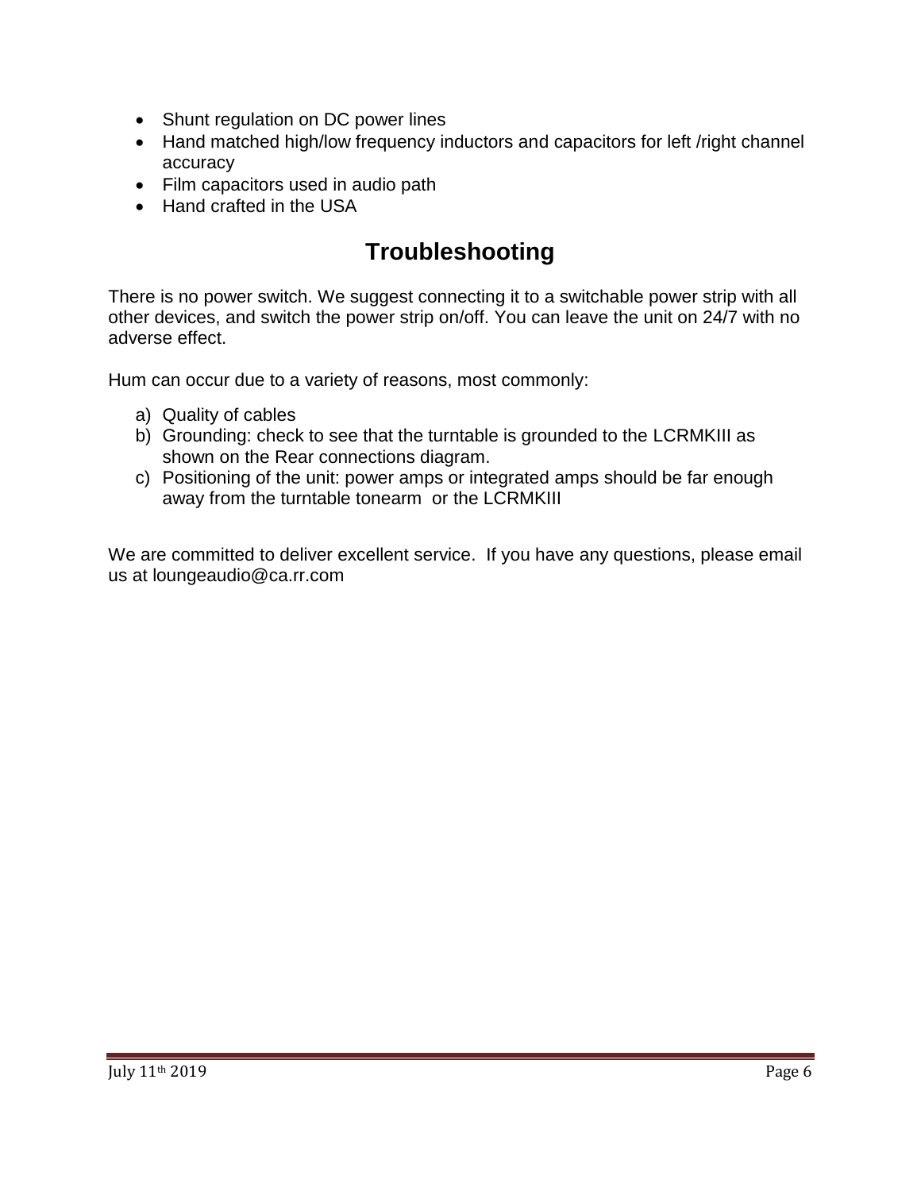- Shunt regulation on DC power lines
- Hand matched high/low frequency inductors and capacitors for left /right channel accuracy
- Film capacitors used in audio path
- Hand crafted in the USA

## Troubleshooting

There is no power switch. We suggest connecting it to a switchable power strip with all other devices, and switch the power strip on/off. You can leave the unit on 24/7 with no adverse effect.

Hum can occur due to a variety of reasons, most commonly:

a) Quality of cables
b) Grounding: check to see that the turntable is grounded to the LCRMKIII as shown on the Rear connections diagram.
c) Positioning of the unit: power amps or integrated amps should be far enough away from the turntable tonearm or the LCRMKIII

We are committed to deliver excellent service. If you have any questions, please email us at loungeaudio@ca.rr.com